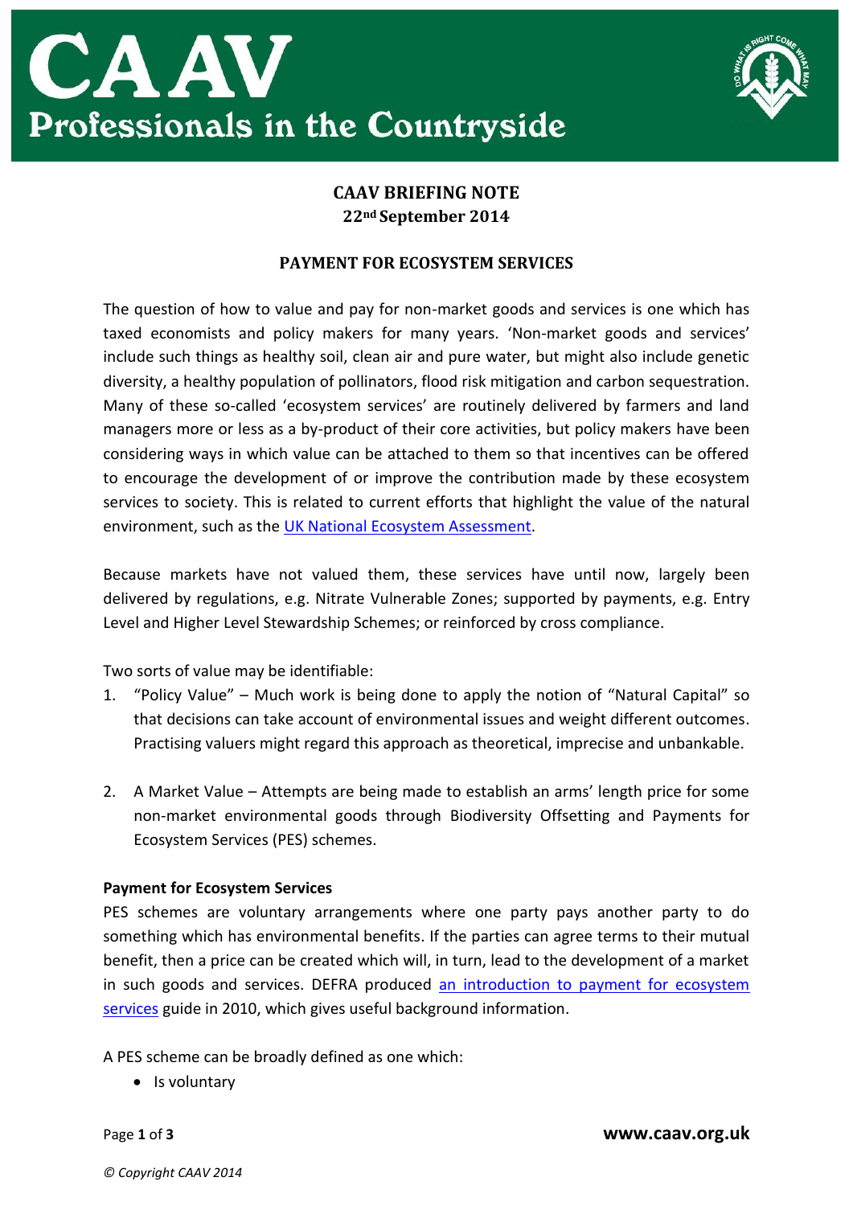# CAAV

## Professionals in the Countryside

**CAAV BRIEFING NOTE**
**22nd September 2014**

## PAYMENT FOR ECOSYSTEM SERVICES

The question of how to value and pay for non-market goods and services is one which has taxed economists and policy makers for many years. 'Non-market goods and services' include such things as healthy soil, clean air and pure water, but might also include genetic diversity, a healthy population of pollinators, flood risk mitigation and carbon sequestration. Many of these so-called 'ecosystem services' are routinely delivered by farmers and land managers more or less as a by-product of their core activities, but policy makers have been considering ways in which value can be attached to them so that incentives can be offered to encourage the development of or improve the contribution made by these ecosystem services to society. This is related to current efforts that highlight the value of the natural environment, such as the UK National Ecosystem Assessment.

Because markets have not valued them, these services have until now, largely been delivered by regulations, e.g. Nitrate Vulnerable Zones; supported by payments, e.g. Entry Level and Higher Level Stewardship Schemes; or reinforced by cross compliance.

Two sorts of value may be identifiable:

1. "Policy Value" – Much work is being done to apply the notion of "Natural Capital" so that decisions can take account of environmental issues and weight different outcomes. Practising valuers might regard this approach as theoretical, imprecise and unbankable.

2. A Market Value – Attempts are being made to establish an arms' length price for some non-market environmental goods through Biodiversity Offsetting and Payments for Ecosystem Services (PES) schemes.

### Payment for Ecosystem Services

PES schemes are voluntary arrangements where one party pays another party to do something which has environmental benefits. If the parties can agree terms to their mutual benefit, then a price can be created which will, in turn, lead to the development of a market in such goods and services. DEFRA produced an introduction to payment for ecosystem services guide in 2010, which gives useful background information.

A PES scheme can be broadly defined as one which:

- Is voluntary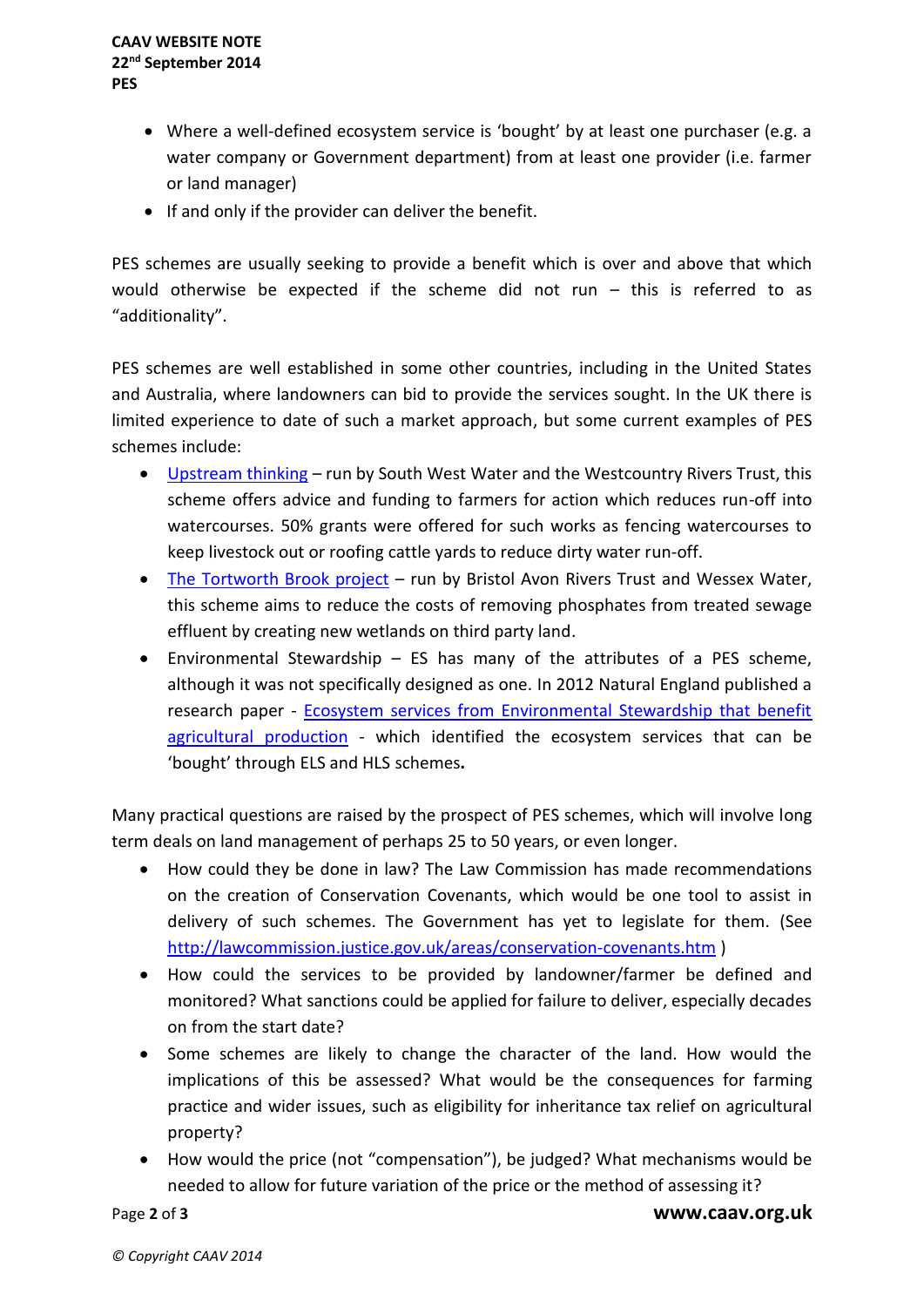- Where a well-defined ecosystem service is 'bought' by at least one purchaser (e.g. a water company or Government department) from at least one provider (i.e. farmer or land manager)
- If and only if the provider can deliver the benefit.

PES schemes are usually seeking to provide a benefit which is over and above that which would otherwise be expected if the scheme did not run – this is referred to as "additionality".

PES schemes are well established in some other countries, including in the United States and Australia, where landowners can bid to provide the services sought. In the UK there is limited experience to date of such a market approach, but some current examples of PES schemes include:

- Upstream thinking – run by South West Water and the Westcountry Rivers Trust, this scheme offers advice and funding to farmers for action which reduces run-off into watercourses. 50% grants were offered for such works as fencing watercourses to keep livestock out or roofing cattle yards to reduce dirty water run-off.
- The Tortworth Brook project – run by Bristol Avon Rivers Trust and Wessex Water, this scheme aims to reduce the costs of removing phosphates from treated sewage effluent by creating new wetlands on third party land.
- Environmental Stewardship – ES has many of the attributes of a PES scheme, although it was not specifically designed as one. In 2012 Natural England published a research paper - Ecosystem services from Environmental Stewardship that benefit agricultural production - which identified the ecosystem services that can be 'bought' through ELS and HLS schemes**.**

Many practical questions are raised by the prospect of PES schemes, which will involve long term deals on land management of perhaps 25 to 50 years, or even longer.

- How could they be done in law? The Law Commission has made recommendations on the creation of Conservation Covenants, which would be one tool to assist in delivery of such schemes. The Government has yet to legislate for them. (See http://lawcommission.justice.gov.uk/areas/conservation-covenants.htm )
- How could the services to be provided by landowner/farmer be defined and monitored? What sanctions could be applied for failure to deliver, especially decades on from the start date?
- Some schemes are likely to change the character of the land. How would the implications of this be assessed? What would be the consequences for farming practice and wider issues, such as eligibility for inheritance tax relief on agricultural property?
- How would the price (not "compensation"), be judged? What mechanisms would be needed to allow for future variation of the price or the method of assessing it?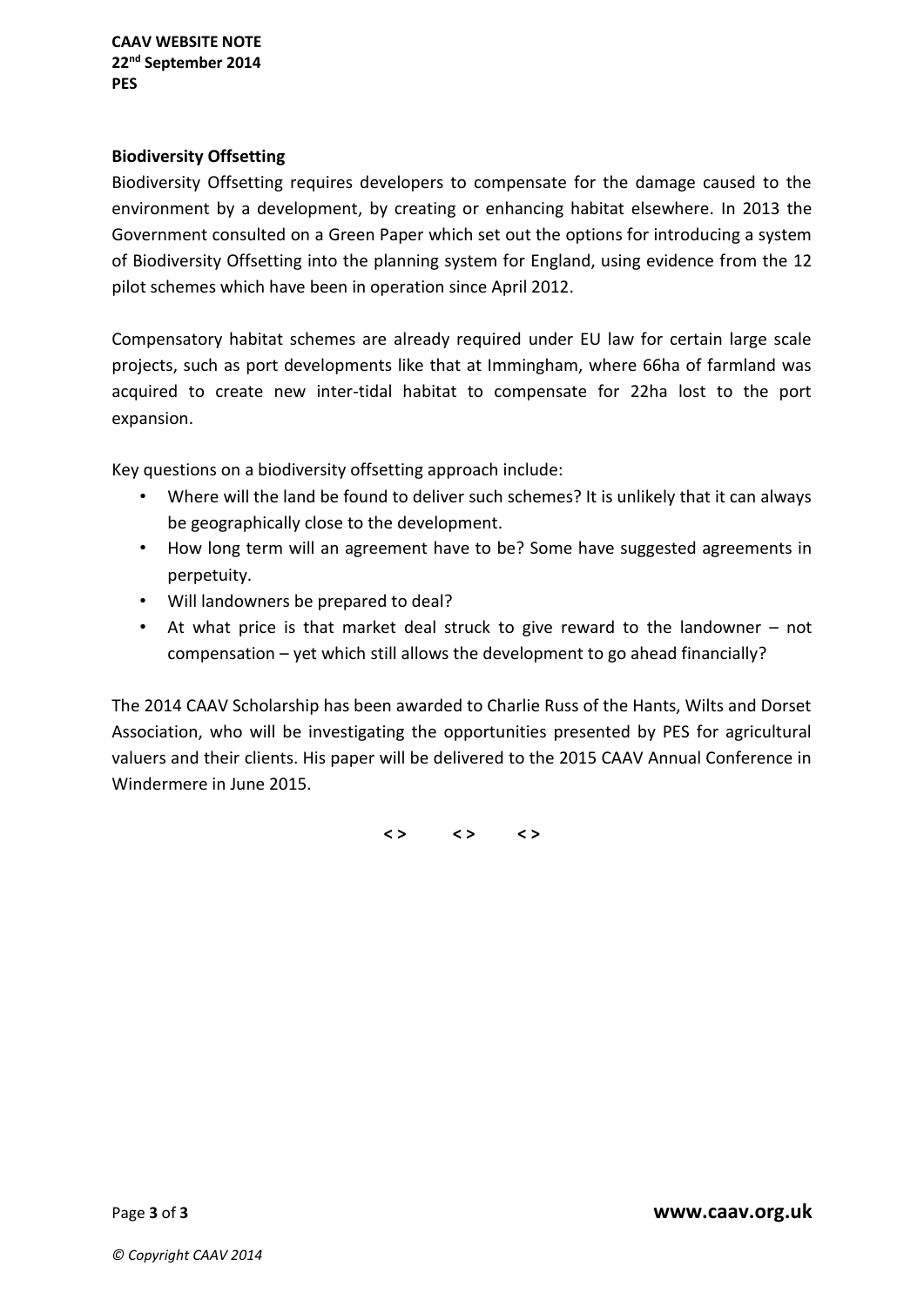**Biodiversity Offsetting**

Biodiversity Offsetting requires developers to compensate for the damage caused to the environment by a development, by creating or enhancing habitat elsewhere. In 2013 the Government consulted on a Green Paper which set out the options for introducing a system of Biodiversity Offsetting into the planning system for England, using evidence from the 12 pilot schemes which have been in operation since April 2012.

Compensatory habitat schemes are already required under EU law for certain large scale projects, such as port developments like that at Immingham, where 66ha of farmland was acquired to create new inter-tidal habitat to compensate for 22ha lost to the port expansion.

Key questions on a biodiversity offsetting approach include:

- Where will the land be found to deliver such schemes? It is unlikely that it can always be geographically close to the development.
- How long term will an agreement have to be? Some have suggested agreements in perpetuity.
- Will landowners be prepared to deal?
- At what price is that market deal struck to give reward to the landowner – not compensation – yet which still allows the development to go ahead financially?

The 2014 CAAV Scholarship has been awarded to Charlie Russ of the Hants, Wilts and Dorset Association, who will be investigating the opportunities presented by PES for agricultural valuers and their clients. His paper will be delivered to the 2015 CAAV Annual Conference in Windermere in June 2015.

< > < > < >